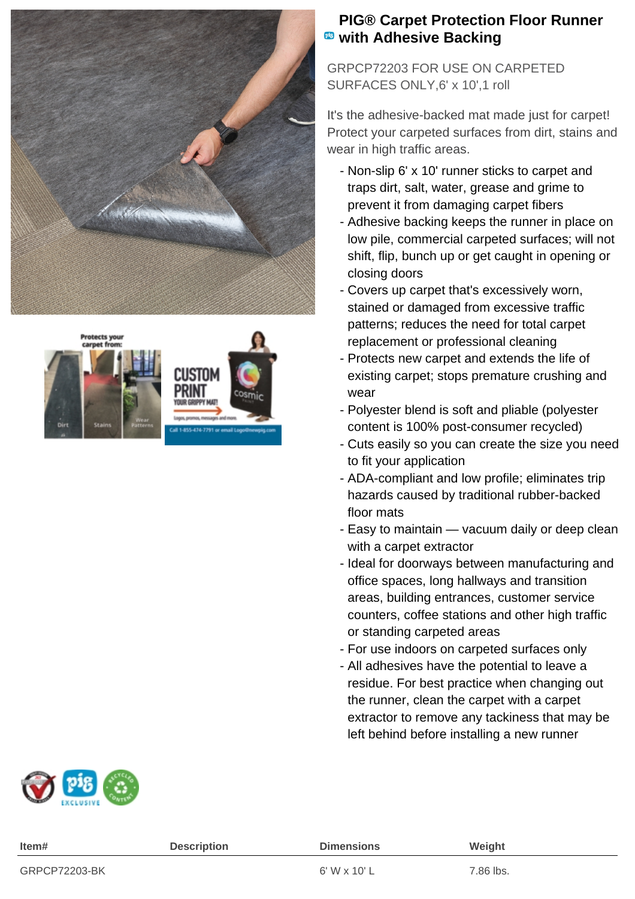# PIG® Carpet Protection Floor Runner with Adhesive Backing

GRPCP72203 FOR USE ON CARPETED SURFACES ONLY,6' x 10',1 roll

It's the adhesive-backed mat made just for carpet! Protect your carpeted surfaces from dirt, stains and wear in high traffic areas.

- Non-slip 6' x 10' runner sticks to carpet and traps dirt, salt, water, grease and grime to prevent it from damaging carpet fibers
- Adhesive backing keeps the runner in place on low pile, commercial carpeted surfaces; will not shift, flip, bunch up or get caught in opening or closing doors
- Covers up carpet that's excessively worn, stained or damaged from excessive traffic patterns; reduces the need for total carpet replacement or professional cleaning
- Protects new carpet and extends the life of existing carpet; stops premature crushing and wear
- Polyester blend is soft and pliable (polyester content is 100% post-consumer recycled)
- Cuts easily so you can create the size you need to fit your application
- ADA-compliant and low profile; eliminates trip hazards caused by traditional rubber-backed floor mats
- Easy to maintain — vacuum daily or deep clean with a carpet extractor
- Ideal for doorways between manufacturing and office spaces, long hallways and transition areas, building entrances, customer service counters, coffee stations and other high traffic or standing carpeted areas
- For use indoors on carpeted surfaces only
- All adhesives have the potential to leave a residue. For best practice when changing out the runner, clean the carpet with a carpet extractor to remove any tackiness that may be left behind before installing a new runner

| Item# | Description | Dimensions | Weight |
|---|---|---|---|
| GRPCP72203-BK | | 6' W x 10' L | 7.86 lbs. |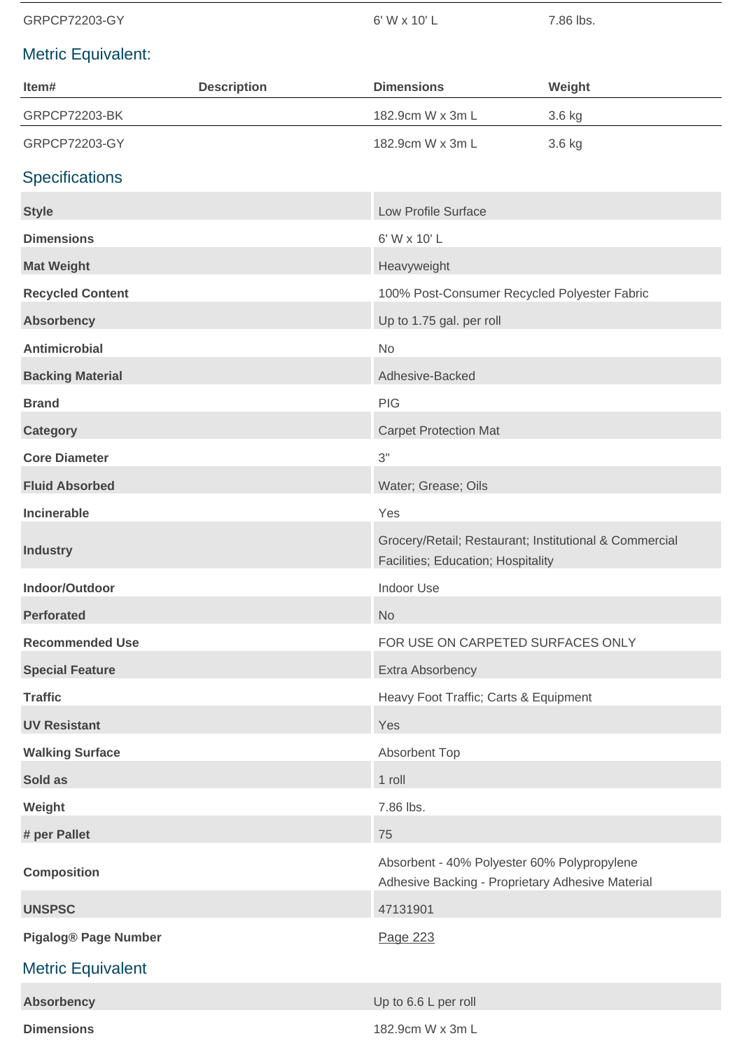| Item# | Description | Dimensions | Weight |
|---|---|---|---|
| GRPCP72203-GY | | 6' W x 10' L | 7.86 lbs. |

## Metric Equivalent:

| Item# | Description | Dimensions | Weight |
|---|---|---|---|
| GRPCP72203-BK | | 182.9cm W x 3m L | 3.6 kg |
| GRPCP72203-GY | | 182.9cm W x 3m L | 3.6 kg |

## Specifications

| | |
|---|---|
| **Style** | Low Profile Surface |
| **Dimensions** | 6' W x 10' L |
| **Mat Weight** | Heavyweight |
| **Recycled Content** | 100% Post-Consumer Recycled Polyester Fabric |
| **Absorbency** | Up to 1.75 gal. per roll |
| **Antimicrobial** | No |
| **Backing Material** | Adhesive-Backed |
| **Brand** | PIG |
| **Category** | Carpet Protection Mat |
| **Core Diameter** | 3" |
| **Fluid Absorbed** | Water; Grease; Oils |
| **Incinerable** | Yes |
| **Industry** | Grocery/Retail; Restaurant; Institutional & Commercial Facilities; Education; Hospitality |
| **Indoor/Outdoor** | Indoor Use |
| **Perforated** | No |
| **Recommended Use** | FOR USE ON CARPETED SURFACES ONLY |
| **Special Feature** | Extra Absorbency |
| **Traffic** | Heavy Foot Traffic; Carts & Equipment |
| **UV Resistant** | Yes |
| **Walking Surface** | Absorbent Top |
| **Sold as** | 1 roll |
| **Weight** | 7.86 lbs. |
| **# per Pallet** | 75 |
| **Composition** | Absorbent - 40% Polyester 60% Polypropylene<br>Adhesive Backing - Proprietary Adhesive Material |
| **UNSPSC** | 47131901 |
| **Pigalog® Page Number** | Page 223 |

## Metric Equivalent

| | |
|---|---|
| **Absorbency** | Up to 6.6 L per roll |
| **Dimensions** | 182.9cm W x 3m L |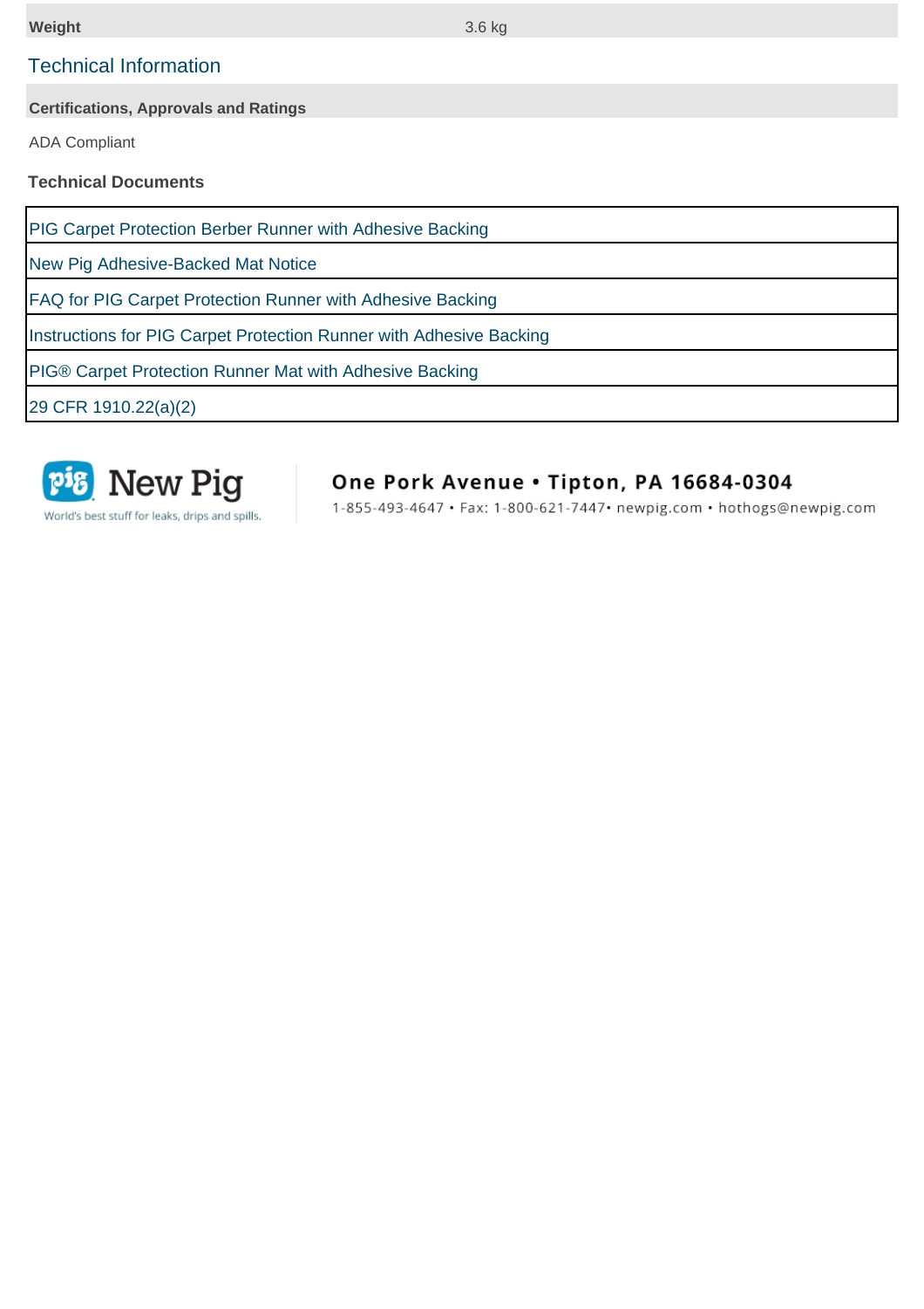| | |
|---|---|
| **Weight** | 3.6 kg |

## Technical Information

**Certifications, Approvals and Ratings**

ADA Compliant

**Technical Documents**

| |
|---|
| PIG Carpet Protection Berber Runner with Adhesive Backing |
| New Pig Adhesive-Backed Mat Notice |
| FAQ for PIG Carpet Protection Runner with Adhesive Backing |
| Instructions for PIG Carpet Protection Runner with Adhesive Backing |
| PIG® Carpet Protection Runner Mat with Adhesive Backing |
| 29 CFR 1910.22(a)(2) |

New Pig
World's best stuff for leaks, drips and spills.

**One Pork Avenue • Tipton, PA 16684-0304**
1-855-493-4647 • Fax: 1-800-621-7447• newpig.com • hothogs@newpig.com